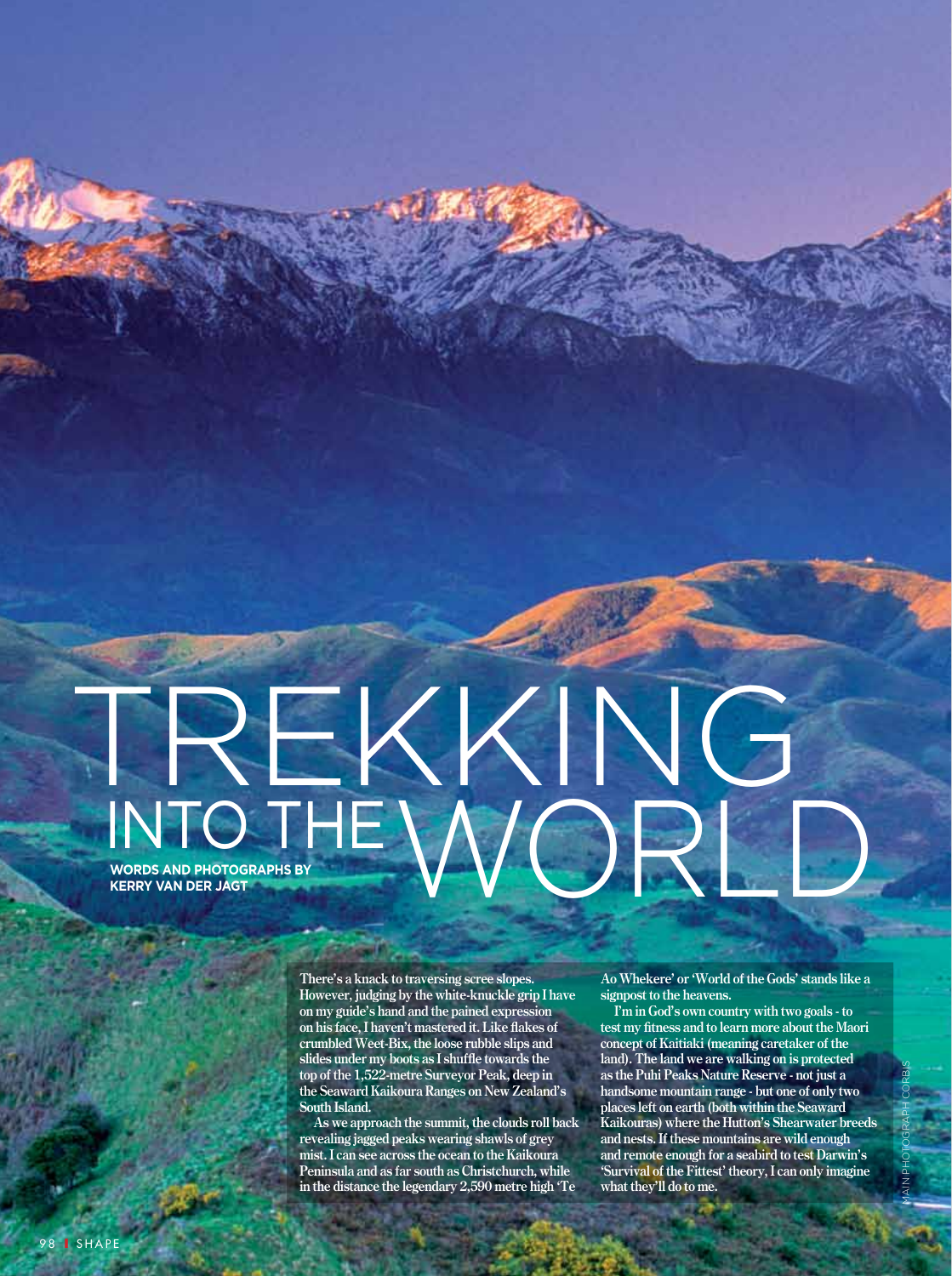# TREKKING INTO THE WORLD

**WORDS AND PHOTOGRAPHS BY KERRY VAN DER JAGT**

There's a knack to traversing scree slopes. However, judging by the white-knuckle grip I have on my guide's hand and the pained expression on his face, I haven't mastered it. Like flakes of crumbled Weet-Bix, the loose rubble slips and slides under my boots as I shuffle towards the top of the 1,522-metre Surveyor Peak, deep in the Seaward Kaikoura Ranges on New Zealand's South Island.

As we approach the summit, the clouds roll back revealing jagged peaks wearing shawls of grey mist. I can see across the ocean to the Kaikoura Peninsula and as far south as Christchurch, while in the distance the legendary 2,590 metre high 'Te Ao Whekere' or 'World of the Gods' stands like a signpost to the heavens.

I'm in God's own country with two goals - to test my fitness and to learn more about the Maori concept of Kaitiaki (meaning caretaker of the land). The land we are walking on is protected as the Puhi Peaks Nature Reserve - not just a handsome mountain range - but one of only two places left on earth (both within the Seaward Kaikouras) where the Hutton's Shearwater breeds and nests. If these mountains are wild enough and remote enough for a seabird to test Darwin's 'Survival of the Fittest' theory, I can only imagine what they'll do to me.

MAIN PHOTOGRAPH CORBIS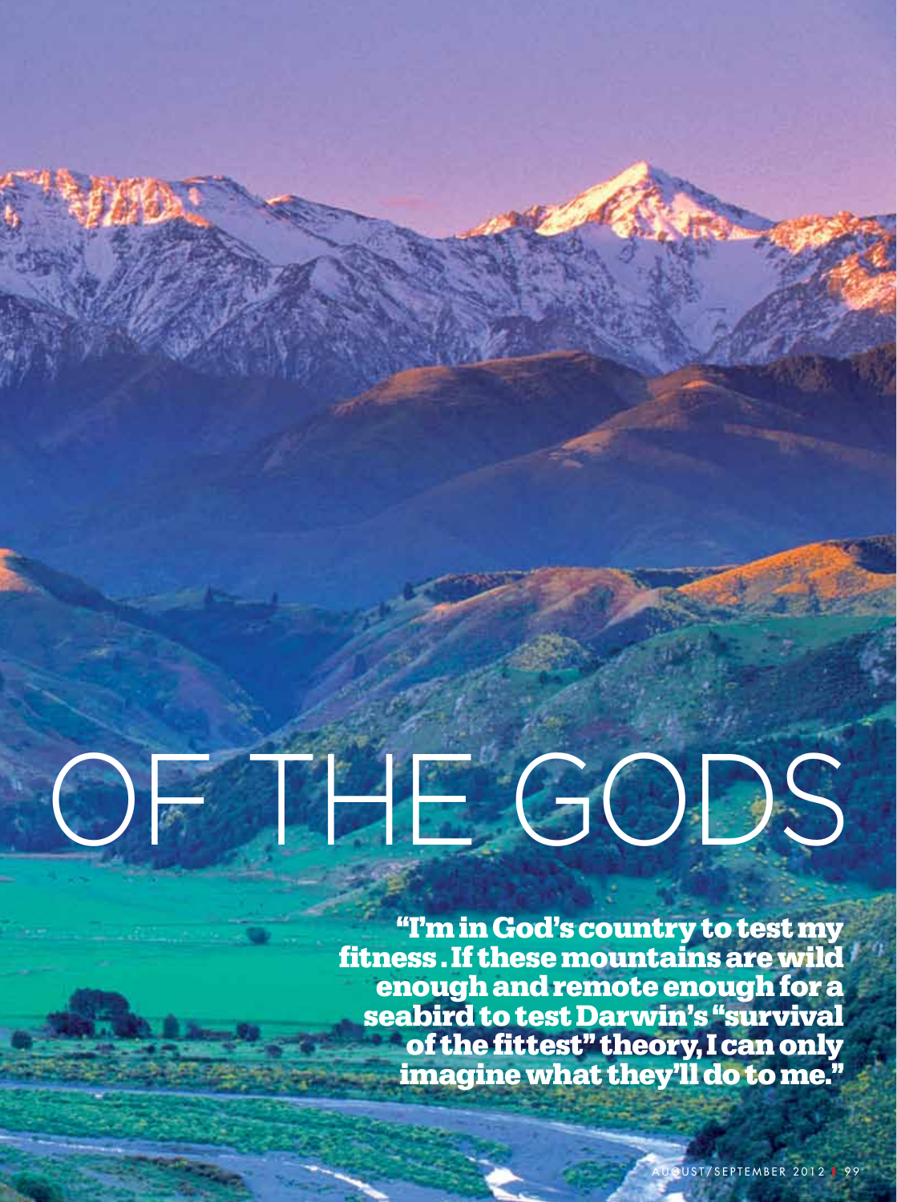# OF THE GODS

**"I'm in God's country to test my fitness . If these mountains are wild enough and remote enough for a seabird to test Darwin's "survival of the fittest" theory, I can only imagine what they'll do to me."**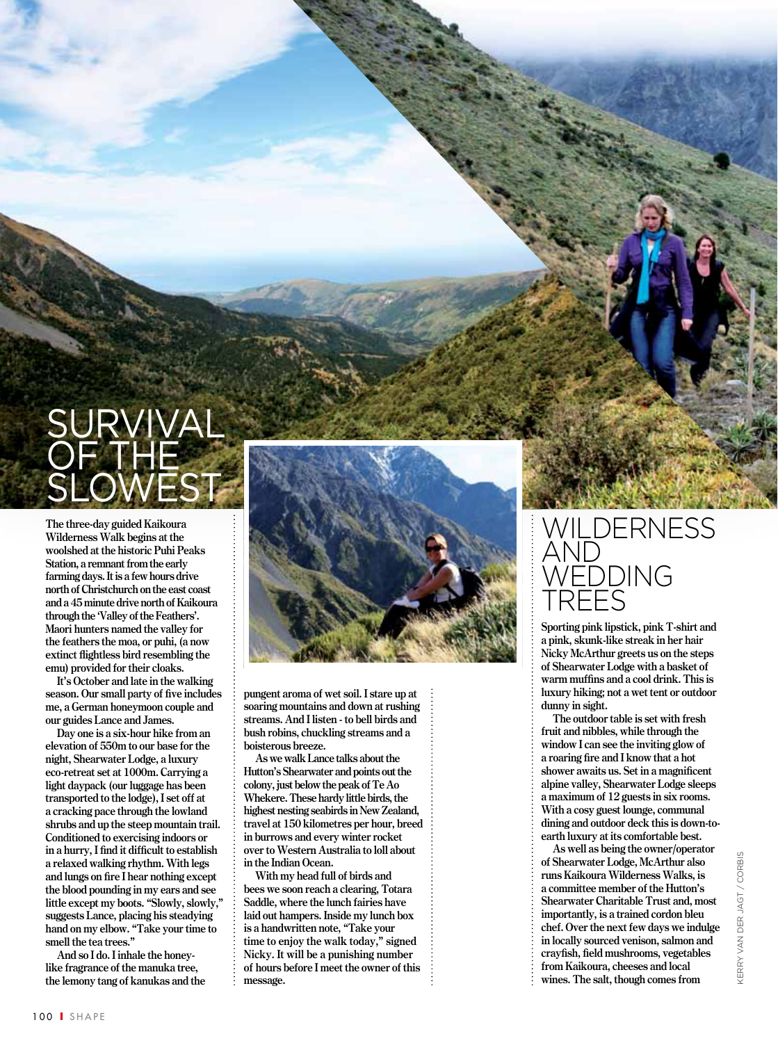# SURVIVAL OF THE SLOWEST

The three-day guided Kaikoura Wilderness Walk begins at the woolshed at the historic Puhi Peaks Station, a remnant from the early farming days. It is a few hours drive north of Christchurch on the east coast and a 45 minute drive north of Kaikoura through the 'Valley of the Feathers'. Maori hunters named the valley for the feathers the moa, or puhi, (a now extinct flightless bird resembling the emu) provided for their cloaks.

It's October and late in the walking season. Our small party of five includes me, a German honeymoon couple and our guides Lance and James.

Day one is a six-hour hike from an elevation of 550m to our base for the night, Shearwater Lodge, a luxury eco-retreat set at 1000m. Carrying a light daypack (our luggage has been transported to the lodge), I set off at a cracking pace through the lowland shrubs and up the steep mountain trail. Conditioned to exercising indoors or in a hurry, I find it difficult to establish a relaxed walking rhythm. With legs and lungs on fire I hear nothing except the blood pounding in my ears and see little except my boots. "Slowly, slowly," suggests Lance, placing his steadying hand on my elbow. "Take your time to smell the tea trees."

And so I do. I inhale the honey-like fragrance of the manuka tree, the lemony tang of kanukas and the pungent aroma of wet soil. I stare up at soaring mountains and down at rushing streams. And I listen - to bell birds and bush robins, chuckling streams and a boisterous breeze.

As we walk Lance talks about the Hutton's Shearwater and points out the colony, just below the peak of Te Ao Whekere. These hardy little birds, the highest nesting seabirds in New Zealand, travel at 150 kilometres per hour, breed in burrows and every winter rocket over to Western Australia to loll about in the Indian Ocean.

With my head full of birds and bees we soon reach a clearing, Totara Saddle, where the lunch fairies have laid out hampers. Inside my lunch box is a handwritten note, "Take your time to enjoy the walk today," signed Nicky. It will be a punishing number of hours before I meet the owner of this message.

# WILDERNESS AND WEDDING TREES

Sporting pink lipstick, pink T-shirt and a pink, skunk-like streak in her hair Nicky McArthur greets us on the steps of Shearwater Lodge with a basket of warm muffins and a cool drink. This is luxury hiking; not a wet tent or outdoor dunny in sight.

The outdoor table is set with fresh fruit and nibbles, while through the window I can see the inviting glow of a roaring fire and I know that a hot shower awaits us. Set in a magnificent alpine valley, Shearwater Lodge sleeps a maximum of 12 guests in six rooms. With a cosy guest lounge, communal dining and outdoor deck this is down-to-earth luxury at its comfortable best.

As well as being the owner/operator of Shearwater Lodge, McArthur also runs Kaikoura Wilderness Walks, is a committee member of the Hutton's Shearwater Charitable Trust and, most importantly, is a trained cordon bleu chef. Over the next few days we indulge in locally sourced venison, salmon and crayfish, field mushrooms, vegetables from Kaikoura, cheeses and local wines. The salt, though comes from

KERRY VAN DER JAGT / CORBIS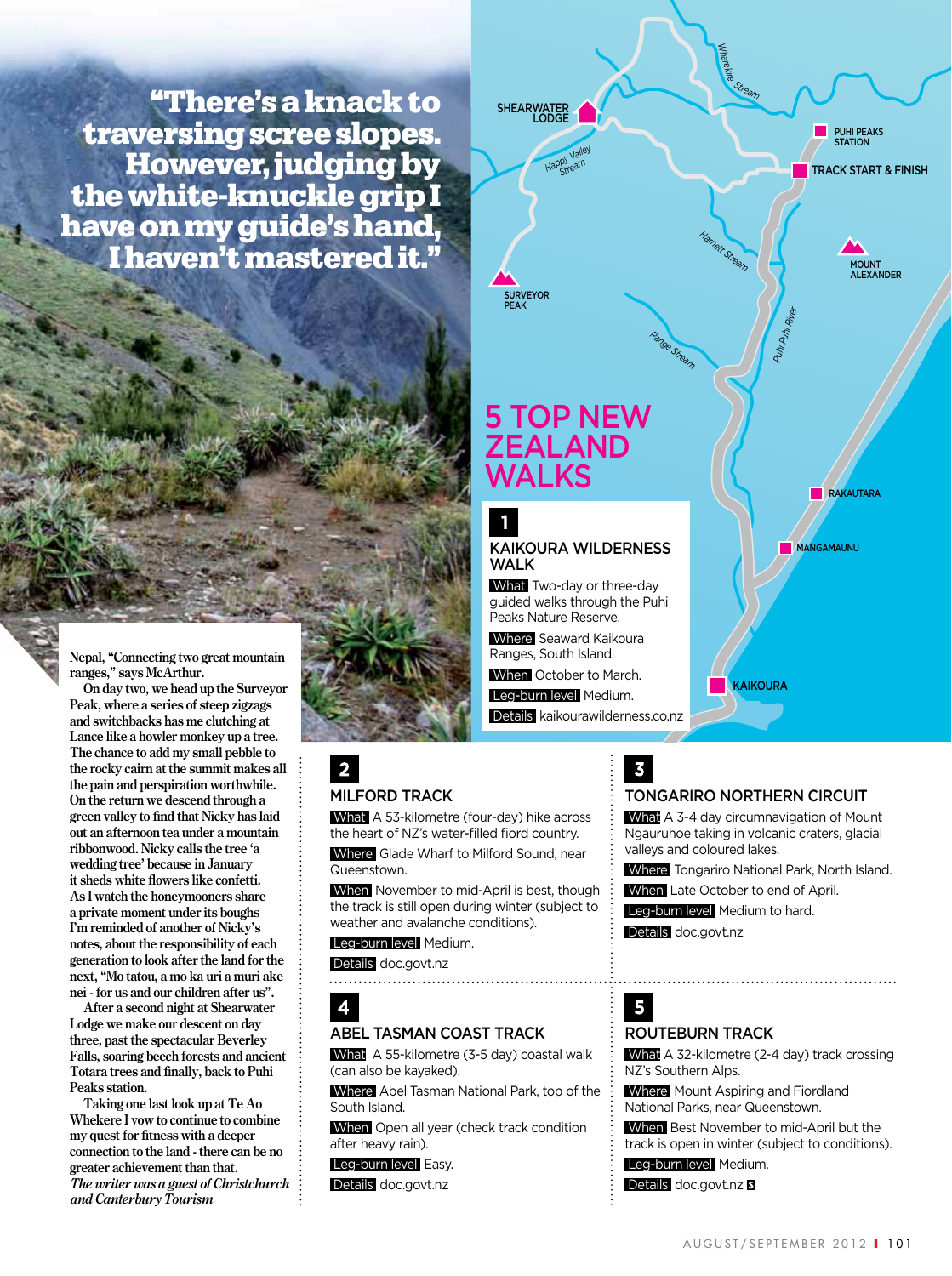> **"There's a knack to traversing scree slopes. However, judging by the white-knuckle grip I have on my guide's hand, I haven't mastered it."**

Nepal, "Connecting two great mountain ranges," says McArthur.

On day two, we head up the Surveyor Peak, where a series of steep zigzags and switchbacks has me clutching at Lance like a howler monkey up a tree. The chance to add my small pebble to the rocky cairn at the summit makes all the pain and perspiration worthwhile. On the return we descend through a green valley to find that Nicky has laid out an afternoon tea under a mountain ribbonwood. Nicky calls the tree 'a wedding tree' because in January it sheds white flowers like confetti. As I watch the honeymooners share a private moment under its boughs I'm reminded of another of Nicky's notes, about the responsibility of each generation to look after the land for the next, "Mo tatou, a mo ka uri a muri ake nei - for us and our children after us".

After a second night at Shearwater Lodge we make our descent on day three, past the spectacular Beverley Falls, soaring beech forests and ancient Totara trees and finally, back to Puhi Peaks station.

Taking one last look up at Te Ao Whekere I vow to continue to combine my quest for fitness with a deeper connection to the land - there can be no greater achievement than that.

*The writer was a guest of Christchurch and Canterbury Tourism*

SHEARWATER LODGE
Wharekiri Stream
Happy Valley Stream
PUHI PEAKS STATION
TRACK START & FINISH
Harnett Stream
MOUNT ALEXANDER
SURVEYOR PEAK
Range Stream
Puhi Puhi River
RAKAUTARA
MANGAMAUNU
KAIKOURA

# 5 TOP NEW ZEALAND WALKS

## 1 KAIKOURA WILDERNESS WALK

**What** Two-day or three-day guided walks through the Puhi Peaks Nature Reserve.

**Where** Seaward Kaikoura Ranges, South Island.

**When** October to March.

**Leg-burn level** Medium.

**Details** kaikourawilderness.co.nz

## 2 MILFORD TRACK

**What** A 53-kilometre (four-day) hike across the heart of NZ's water-filled fiord country.

**Where** Glade Wharf to Milford Sound, near Queenstown.

**When** November to mid-April is best, though the track is still open during winter (subject to weather and avalanche conditions).

**Leg-burn level** Medium.

**Details** doc.govt.nz

## 3 TONGARIRO NORTHERN CIRCUIT

**What** A 3-4 day circumnavigation of Mount Ngauruhoe taking in volcanic craters, glacial valleys and coloured lakes.

**Where** Tongariro National Park, North Island.

**When** Late October to end of April.

**Leg-burn level** Medium to hard.

**Details** doc.govt.nz

## 4 ABEL TASMAN COAST TRACK

**What** A 55-kilometre (3-5 day) coastal walk (can also be kayaked).

**Where** Abel Tasman National Park, top of the South Island.

**When** Open all year (check track condition after heavy rain).

**Leg-burn level** Easy.

**Details** doc.govt.nz

## 5 ROUTEBURN TRACK

**What** A 32-kilometre (2-4 day) track crossing NZ's Southern Alps.

**Where** Mount Aspiring and Fiordland National Parks, near Queenstown.

**When** Best November to mid-April but the track is open in winter (subject to conditions).

**Leg-burn level** Medium.

**Details** doc.govt.nz